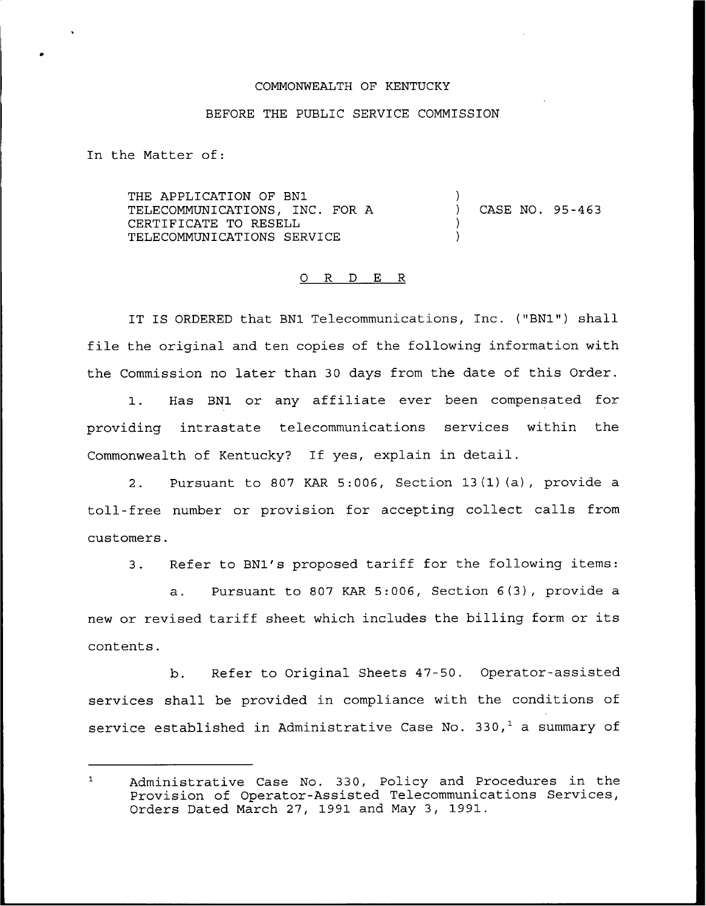COMMONWEALTH OF KENTUCKY

BEFORE THE PUBLIC SERVICE COMMISSION

In the Matter of:

| | | |
|---|---|---|
| THE APPLICATION OF BN1 TELECOMMUNICATIONS, INC. FOR A CERTIFICATE TO RESELL TELECOMMUNICATIONS SERVICE | ) ) ) ) | CASE NO. 95-463 |

O R D E R

IT IS ORDERED that BN1 Telecommunications, Inc. ("BN1") shall file the original and ten copies of the following information with the Commission no later than 30 days from the date of this Order.

1. Has BN1 or any affiliate ever been compensated for providing intrastate telecommunications services within the Commonwealth of Kentucky? If yes, explain in detail.

2. Pursuant to 807 KAR 5:006, Section 13(1)(a), provide a toll-free number or provision for accepting collect calls from customers.

3. Refer to BN1's proposed tariff for the following items:

   a. Pursuant to 807 KAR 5:006, Section 6(3), provide a new or revised tariff sheet which includes the billing form or its contents.

   b. Refer to Original Sheets 47-50. Operator-assisted services shall be provided in compliance with the conditions of service established in Administrative Case No. 330,[1] a summary of

---

[1] Administrative Case No. 330, Policy and Procedures in the Provision of Operator-Assisted Telecommunications Services, Orders Dated March 27, 1991 and May 3, 1991.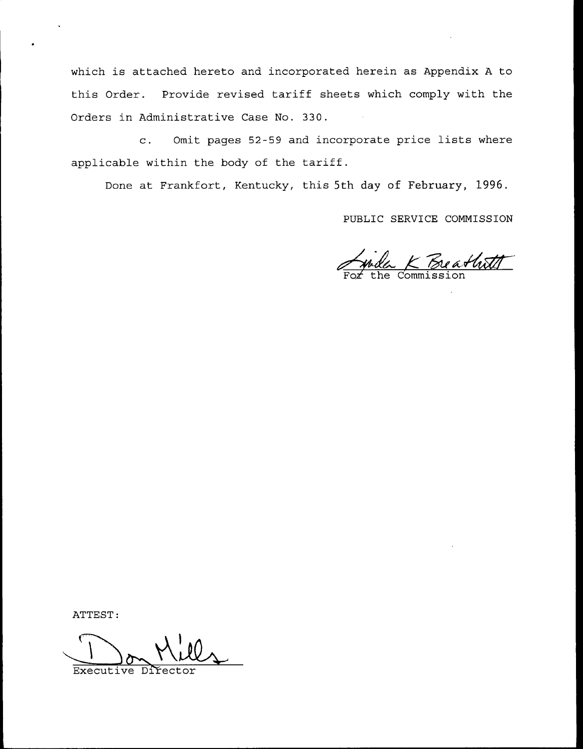which is attached hereto and incorporated herein as Appendix A to this Order. Provide revised tariff sheets which comply with the Orders in Administrative Case No. 330.

c. Omit pages 52-59 and incorporate price lists where applicable within the body of the tariff.

Done at Frankfort, Kentucky, this 5th day of February, 1996.

PUBLIC SERVICE COMMISSION

For the Commission

ATTEST:

Executive Director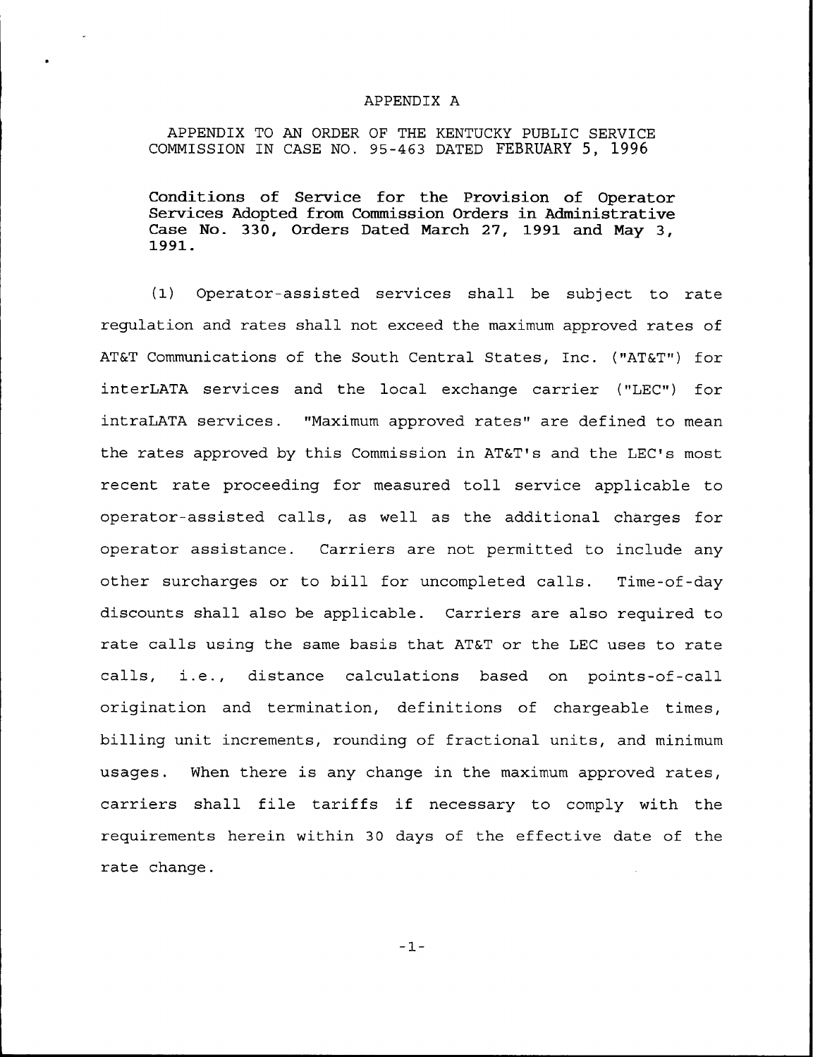APPENDIX A

APPENDIX TO AN ORDER OF THE KENTUCKY PUBLIC SERVICE COMMISSION IN CASE NO. 95-463 DATED FEBRUARY 5, 1996

Conditions of Service for the Provision of Operator Services Adopted from Commission Orders in Administrative Case No. 330, Orders Dated March 27, 1991 and May 3, 1991.

(1) Operator-assisted services shall be subject to rate regulation and rates shall not exceed the maximum approved rates of AT&T Communications of the South Central States, Inc. ("AT&T") for interLATA services and the local exchange carrier ("LEC") for intraLATA services. "Maximum approved rates" are defined to mean the rates approved by this Commission in AT&T's and the LEC's most recent rate proceeding for measured toll service applicable to operator-assisted calls, as well as the additional charges for operator assistance. Carriers are not permitted to include any other surcharges or to bill for uncompleted calls. Time-of-day discounts shall also be applicable. Carriers are also required to rate calls using the same basis that AT&T or the LEC uses to rate calls, i.e., distance calculations based on points-of-call origination and termination, definitions of chargeable times, billing unit increments, rounding of fractional units, and minimum usages. When there is any change in the maximum approved rates, carriers shall file tariffs if necessary to comply with the requirements herein within 30 days of the effective date of the rate change.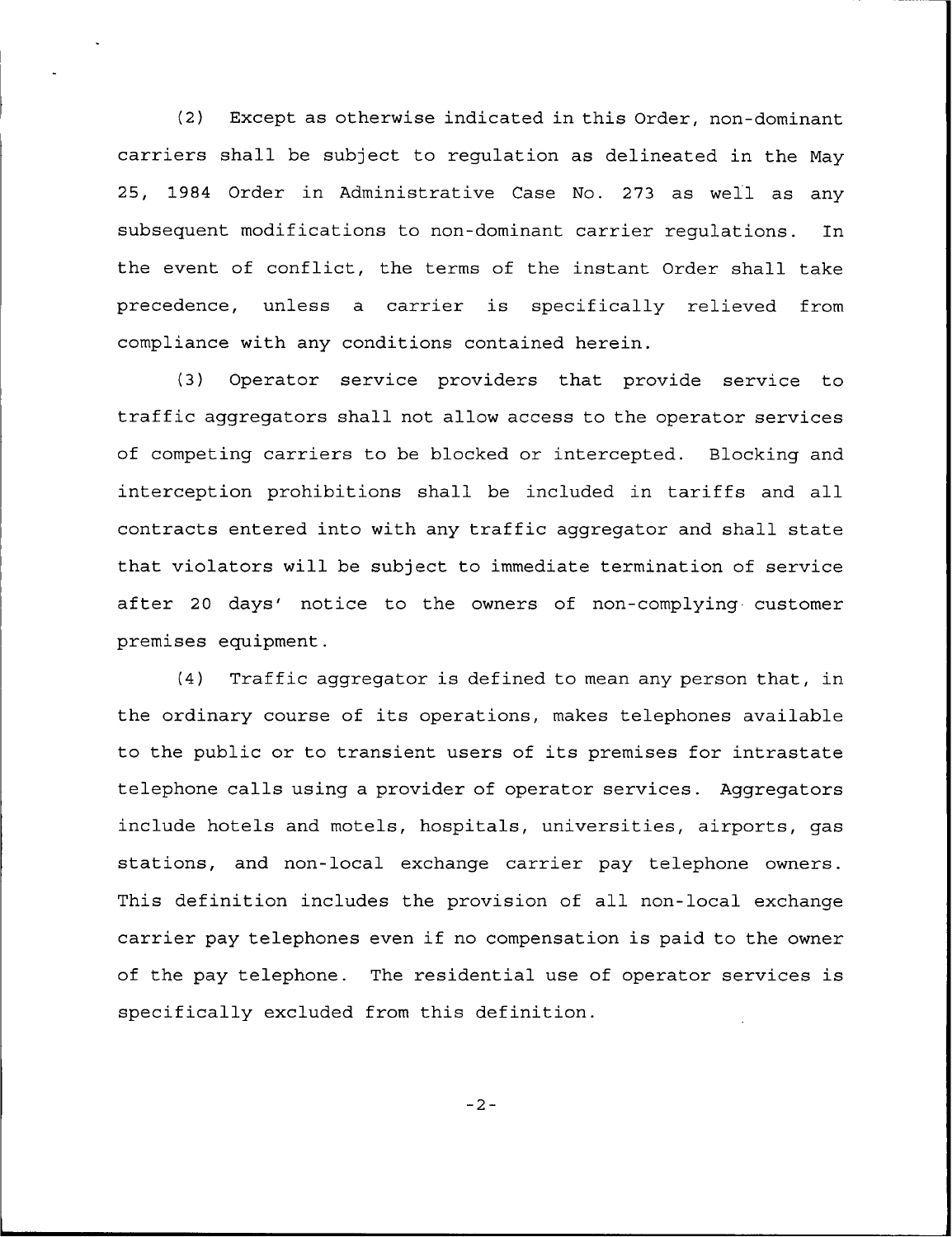(2) Except as otherwise indicated in this Order, non-dominant carriers shall be subject to regulation as delineated in the May 25, 1984 Order in Administrative Case No. 273 as well as any subsequent modifications to non-dominant carrier regulations. In the event of conflict, the terms of the instant Order shall take precedence, unless a carrier is specifically relieved from compliance with any conditions contained herein.

(3) Operator service providers that provide service to traffic aggregators shall not allow access to the operator services of competing carriers to be blocked or intercepted. Blocking and interception prohibitions shall be included in tariffs and all contracts entered into with any traffic aggregator and shall state that violators will be subject to immediate termination of service after 20 days' notice to the owners of non-complying customer premises equipment.

(4) Traffic aggregator is defined to mean any person that, in the ordinary course of its operations, makes telephones available to the public or to transient users of its premises for intrastate telephone calls using a provider of operator services. Aggregators include hotels and motels, hospitals, universities, airports, gas stations, and non-local exchange carrier pay telephone owners. This definition includes the provision of all non-local exchange carrier pay telephones even if no compensation is paid to the owner of the pay telephone. The residential use of operator services is specifically excluded from this definition.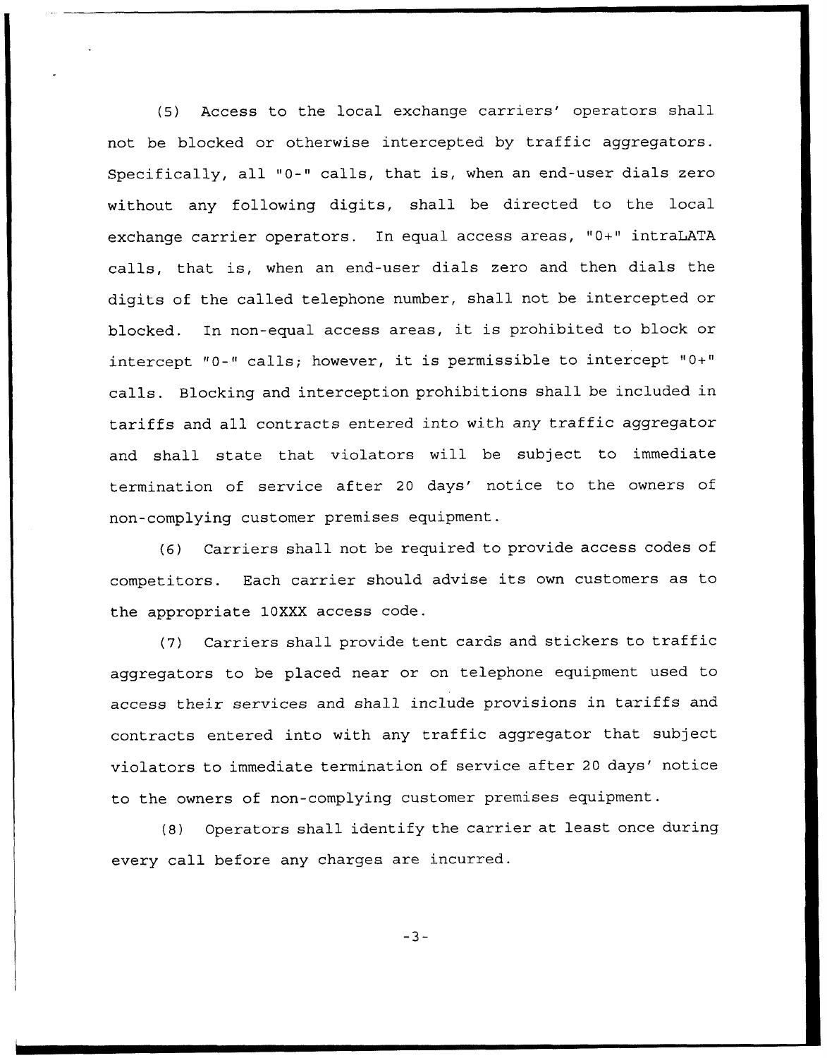(5) Access to the local exchange carriers' operators shall not be blocked or otherwise intercepted by traffic aggregators. Specifically, all "0-" calls, that is, when an end-user dials zero without any following digits, shall be directed to the local exchange carrier operators. In equal access areas, "0+" intraLATA calls, that is, when an end-user dials zero and then dials the digits of the called telephone number, shall not be intercepted or blocked. In non-equal access areas, it is prohibited to block or intercept "0-" calls; however, it is permissible to intercept "0+" calls. Blocking and interception prohibitions shall be included in tariffs and all contracts entered into with any traffic aggregator and shall state that violators will be subject to immediate termination of service after 20 days' notice to the owners of non-complying customer premises equipment.

(6) Carriers shall not be required to provide access codes of competitors. Each carrier should advise its own customers as to the appropriate 10XXX access code.

(7) Carriers shall provide tent cards and stickers to traffic aggregators to be placed near or on telephone equipment used to access their services and shall include provisions in tariffs and contracts entered into with any traffic aggregator that subject violators to immediate termination of service after 20 days' notice to the owners of non-complying customer premises equipment.

(8) Operators shall identify the carrier at least once during every call before any charges are incurred.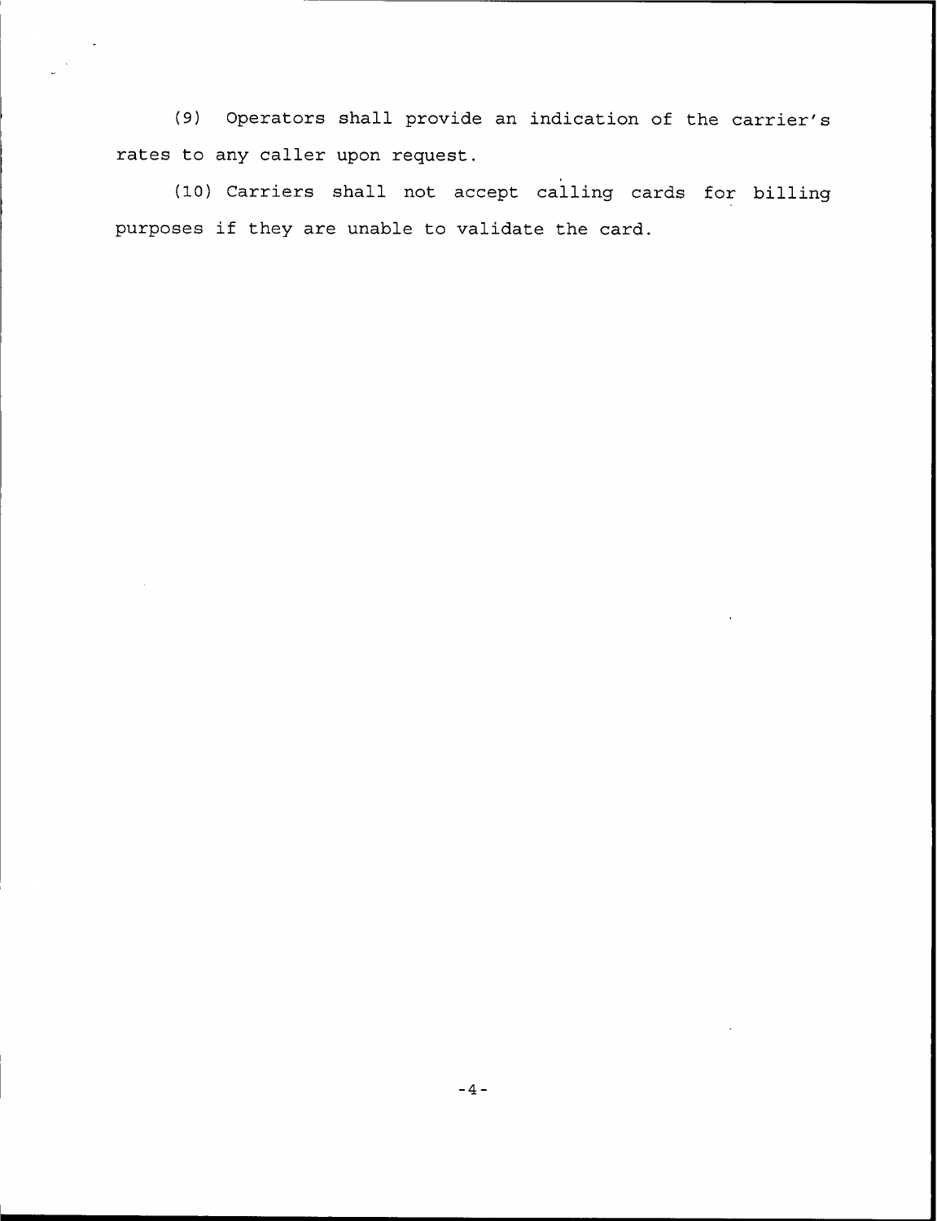(9) Operators shall provide an indication of the carrier's rates to any caller upon request.

(10) Carriers shall not accept calling cards for billing purposes if they are unable to validate the card.